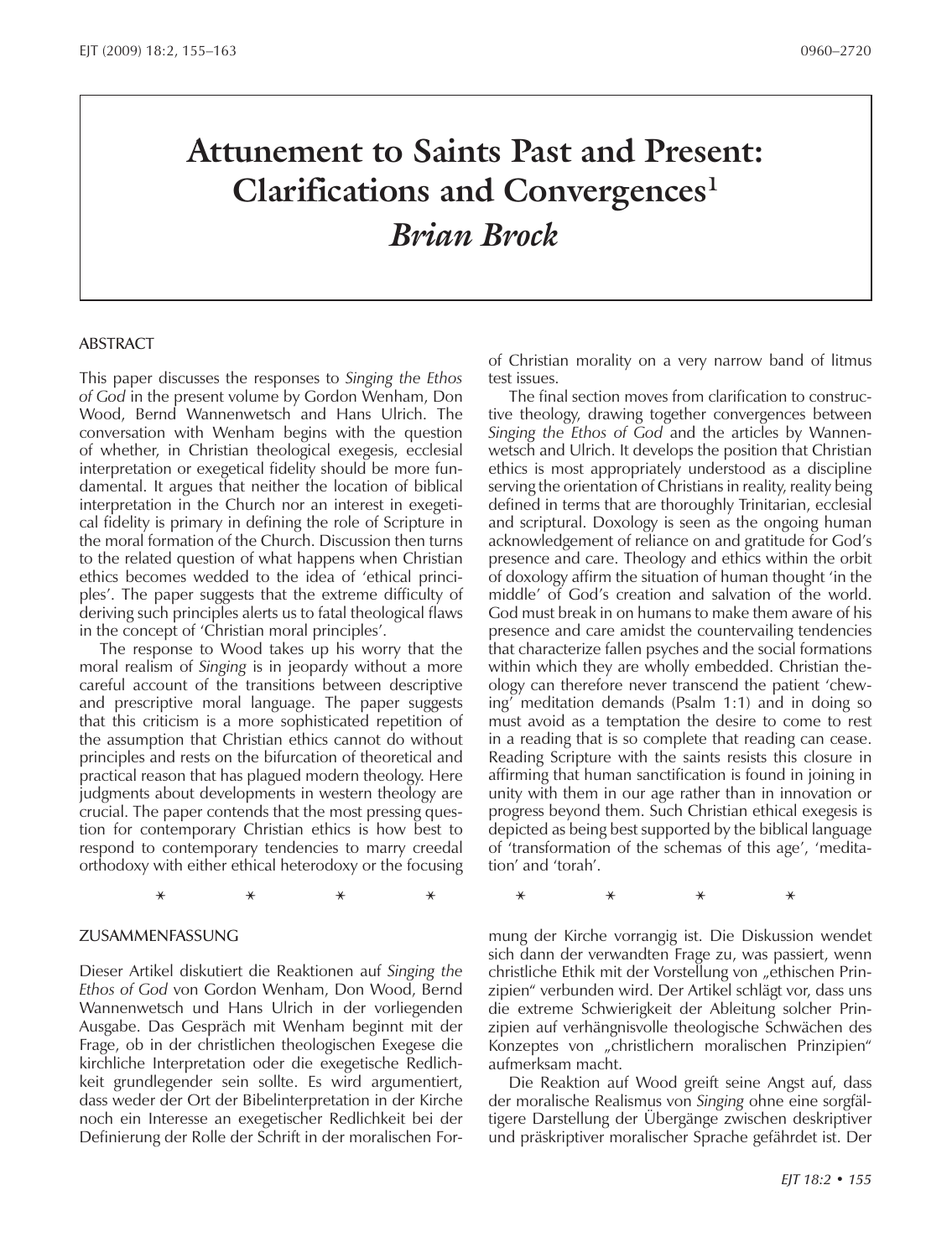# Attunement to Saints Past and Present: Clarifications and Convergences[1]

## *Brian Brock*

### ABSTRACT

This paper discusses the responses to *Singing the Ethos of God* in the present volume by Gordon Wenham, Don Wood, Bernd Wannenwetsch and Hans Ulrich. The conversation with Wenham begins with the question of whether, in Christian theological exegesis, ecclesial interpretation or exegetical fidelity should be more fundamental. It argues that neither the location of biblical interpretation in the Church nor an interest in exegetical fidelity is primary in defining the role of Scripture in the moral formation of the Church. Discussion then turns to the related question of what happens when Christian ethics becomes wedded to the idea of 'ethical principles'. The paper suggests that the extreme difficulty of deriving such principles alerts us to fatal theological flaws in the concept of 'Christian moral principles'.

The response to Wood takes up his worry that the moral realism of *Singing* is in jeopardy without a more careful account of the transitions between descriptive and prescriptive moral language. The paper suggests that this criticism is a more sophisticated repetition of the assumption that Christian ethics cannot do without principles and rests on the bifurcation of theoretical and practical reason that has plagued modern theology. Here judgments about developments in western theology are crucial. The paper contends that the most pressing question for contemporary Christian ethics is how best to respond to contemporary tendencies to marry creedal orthodoxy with either ethical heterodoxy or the focusing of Christian morality on a very narrow band of litmus test issues.

The final section moves from clarification to constructive theology, drawing together convergences between *Singing the Ethos of God* and the articles by Wannenwetsch and Ulrich. It develops the position that Christian ethics is most appropriately understood as a discipline serving the orientation of Christians in reality, reality being defined in terms that are thoroughly Trinitarian, ecclesial and scriptural. Doxology is seen as the ongoing human acknowledgement of reliance on and gratitude for God's presence and care. Theology and ethics within the orbit of doxology affirm the situation of human thought 'in the middle' of God's creation and salvation of the world. God must break in on humans to make them aware of his presence and care amidst the countervailing tendencies that characterize fallen psyches and the social formations within which they are wholly embedded. Christian theology can therefore never transcend the patient 'chewing' meditation demands (Psalm 1:1) and in doing so must avoid as a temptation the desire to come to rest in a reading that is so complete that reading can cease. Reading Scripture with the saints resists this closure in affirming that human sanctification is found in joining in unity with them in our age rather than in innovation or progress beyond them. Such Christian ethical exegesis is depicted as being best supported by the biblical language of 'transformation of the schemas of this age', 'meditation' and 'torah'.

\* \* \* \* \* \* \* \*

### ZUSAMMENFASSUNG

Dieser Artikel diskutiert die Reaktionen auf *Singing the Ethos of God* von Gordon Wenham, Don Wood, Bernd Wannenwetsch und Hans Ulrich in der vorliegenden Ausgabe. Das Gespräch mit Wenham beginnt mit der Frage, ob in der christlichen theologischen Exegese die kirchliche Interpretation oder die exegetische Redlichkeit grundlegender sein sollte. Es wird argumentiert, dass weder der Ort der Bibelinterpretation in der Kirche noch ein Interesse an exegetischer Redlichkeit bei der Definierung der Rolle der Schrift in der moralischen Formung der Kirche vorrangig ist. Die Diskussion wendet sich dann der verwandten Frage zu, was passiert, wenn christliche Ethik mit der Vorstellung von „ethischen Prinzipien" verbunden wird. Der Artikel schlägt vor, dass uns die extreme Schwierigkeit der Ableitung solcher Prinzipien auf verhängnisvolle theologische Schwächen des Konzeptes von „christlichern moralischen Prinzipien" aufmerksam macht.

Die Reaktion auf Wood greift seine Angst auf, dass der moralische Realismus von *Singing* ohne eine sorgfältigere Darstellung der Übergänge zwischen deskriptiver und präskriptiver moralischer Sprache gefährdet ist. Der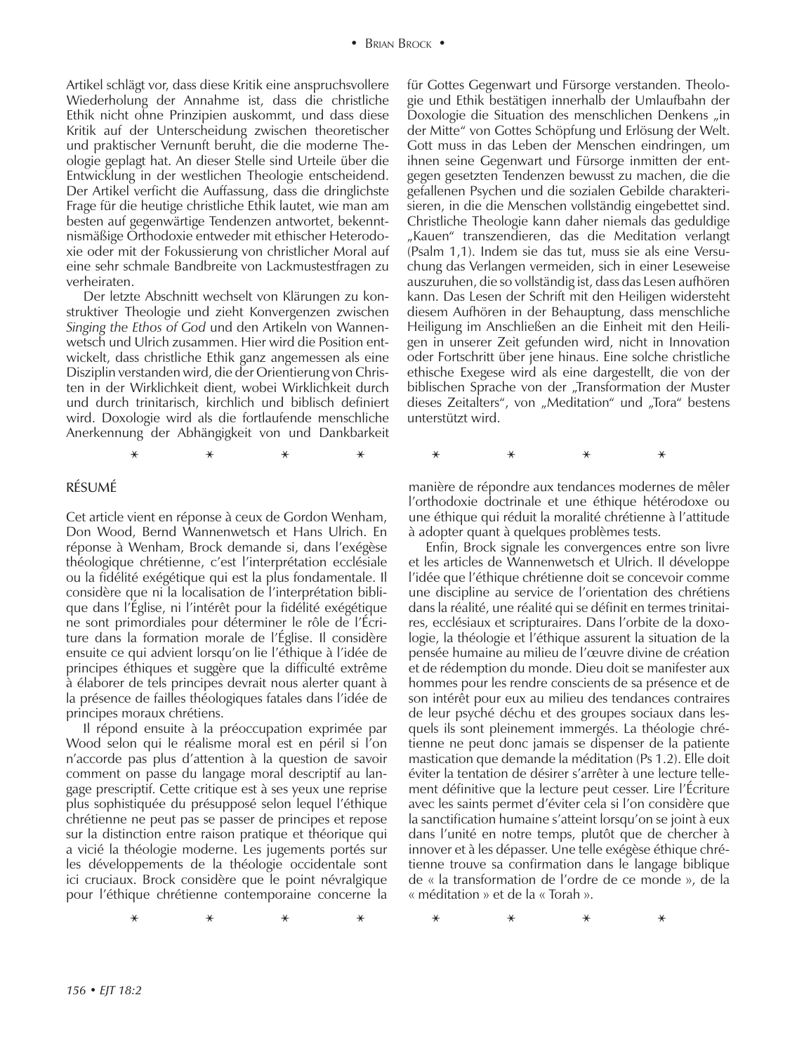Artikel schlägt vor, dass diese Kritik eine anspruchsvollere Wiederholung der Annahme ist, dass die christliche Ethik nicht ohne Prinzipien auskommt, und dass diese Kritik auf der Unterscheidung zwischen theoretischer und praktischer Vernunft beruht, die die moderne Theologie geplagt hat. An dieser Stelle sind Urteile über die Entwicklung in der westlichen Theologie entscheidend. Der Artikel verficht die Auffassung, dass die dringlichste Frage für die heutige christliche Ethik lautet, wie man am besten auf gegenwärtige Tendenzen antwortet, bekenntnismäßige Orthodoxie entweder mit ethischer Heterodoxie oder mit der Fokussierung von christlicher Moral auf eine sehr schmale Bandbreite von Lackmustestfragen zu verheiraten.

Der letzte Abschnitt wechselt von Klärungen zu konstruktiver Theologie und zieht Konvergenzen zwischen *Singing the Ethos of God* und den Artikeln von Wannenwetsch und Ulrich zusammen. Hier wird die Position entwickelt, dass christliche Ethik ganz angemessen als eine Disziplin verstanden wird, die der Orientierung von Christen in der Wirklichkeit dient, wobei Wirklichkeit durch und durch trinitarisch, kirchlich und biblisch definiert wird. Doxologie wird als die fortlaufende menschliche Anerkennung der Abhängigkeit von und Dankbarkeit für Gottes Gegenwart und Fürsorge verstanden. Theologie und Ethik bestätigen innerhalb der Umlaufbahn der Doxologie die Situation des menschlichen Denkens „in der Mitte" von Gottes Schöpfung und Erlösung der Welt. Gott muss in das Leben der Menschen eindringen, um ihnen seine Gegenwart und Fürsorge inmitten der entgegen gesetzten Tendenzen bewusst zu machen, die die gefallenen Psychen und die sozialen Gebilde charakterisieren, in die die Menschen vollständig eingebettet sind. Christliche Theologie kann daher niemals das geduldige „Kauen" transzendieren, das die Meditation verlangt (Psalm 1,1). Indem sie das tut, muss sie als eine Versuchung das Verlangen vermeiden, sich in einer Leseweise auszuruhen, die so vollständig ist, dass das Lesen aufhören kann. Das Lesen der Schrift mit den Heiligen widersteht diesem Aufhören in der Behauptung, dass menschliche Heiligung im Anschließen an die Einheit mit den Heiligen in unserer Zeit gefunden wird, nicht in Innovation oder Fortschritt über jene hinaus. Eine solche christliche ethische Exegese wird als eine dargestellt, die von der biblischen Sprache von der „Transformation der Muster dieses Zeitalters", von „Meditation" und „Tora" bestens unterstützt wird.

\* \* \* \* \* \* \* \*

## RÉSUMÉ

Cet article vient en réponse à ceux de Gordon Wenham, Don Wood, Bernd Wannenwetsch et Hans Ulrich. En réponse à Wenham, Brock demande si, dans l'exégèse théologique chrétienne, c'est l'interprétation ecclésiale ou la fidélité exégétique qui est la plus fondamentale. Il considère que ni la localisation de l'interprétation biblique dans l'Église, ni l'intérêt pour la fidélité exégétique ne sont primordiales pour déterminer le rôle de l'Écriture dans la formation morale de l'Église. Il considère ensuite ce qui advient lorsqu'on lie l'éthique à l'idée de principes éthiques et suggère que la difficulté extrême à élaborer de tels principes devrait nous alerter quant à la présence de failles théologiques fatales dans l'idée de principes moraux chrétiens.

Il répond ensuite à la préoccupation exprimée par Wood selon qui le réalisme moral est en péril si l'on n'accorde pas plus d'attention à la question de savoir comment on passe du langage moral descriptif au langage prescriptif. Cette critique est à ses yeux une reprise plus sophistiquée du présupposé selon lequel l'éthique chrétienne ne peut pas se passer de principes et repose sur la distinction entre raison pratique et théorique qui a vicié la théologie moderne. Les jugements portés sur les développements de la théologie occidentale sont ici cruciaux. Brock considère que le point névralgique pour l'éthique chrétienne contemporaine concerne la manière de répondre aux tendances modernes de mêler l'orthodoxie doctrinale et une éthique hétérodoxe ou une éthique qui réduit la moralité chrétienne à l'attitude à adopter quant à quelques problèmes tests.

Enfin, Brock signale les convergences entre son livre et les articles de Wannenwetsch et Ulrich. Il développe l'idée que l'éthique chrétienne doit se concevoir comme une discipline au service de l'orientation des chrétiens dans la réalité, une réalité qui se définit en termes trinitaires, ecclésiaux et scripturaires. Dans l'orbite de la doxologie, la théologie et l'éthique assurent la situation de la pensée humaine au milieu de l'œuvre divine de création et de rédemption du monde. Dieu doit se manifester aux hommes pour les rendre conscients de sa présence et de son intérêt pour eux au milieu des tendances contraires de leur psyché déchu et des groupes sociaux dans lesquels ils sont pleinement immergés. La théologie chrétienne ne peut donc jamais se dispenser de la patiente mastication que demande la méditation (Ps 1.2). Elle doit éviter la tentation de désirer s'arrêter à une lecture tellement définitive que la lecture peut cesser. Lire l'Écriture avec les saints permet d'éviter cela si l'on considère que la sanctification humaine s'atteint lorsqu'on se joint à eux dans l'unité en notre temps, plutôt que de chercher à innover et à les dépasser. Une telle exégèse éthique chrétienne trouve sa confirmation dans le langage biblique de « la transformation de l'ordre de ce monde », de la « méditation » et de la « Torah ».

\* \* \* \* \* \* \* \*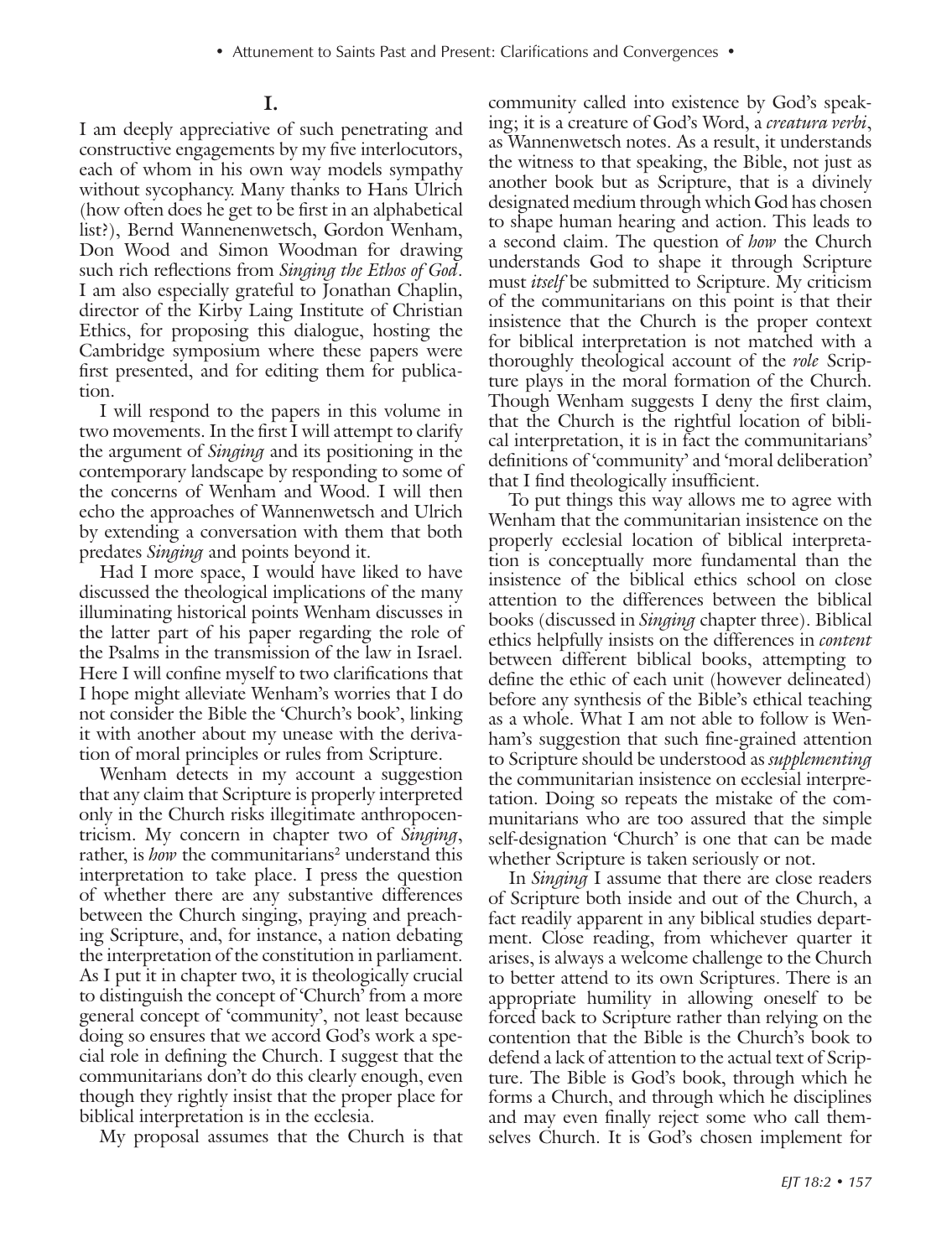## I.

I am deeply appreciative of such penetrating and constructive engagements by my five interlocutors, each of whom in his own way models sympathy without sycophancy. Many thanks to Hans Ulrich (how often does he get to be first in an alphabetical list?), Bernd Wannenenwetsch, Gordon Wenham, Don Wood and Simon Woodman for drawing such rich reflections from *Singing the Ethos of God*. I am also especially grateful to Jonathan Chaplin, director of the Kirby Laing Institute of Christian Ethics, for proposing this dialogue, hosting the Cambridge symposium where these papers were first presented, and for editing them for publication.

I will respond to the papers in this volume in two movements. In the first I will attempt to clarify the argument of *Singing* and its positioning in the contemporary landscape by responding to some of the concerns of Wenham and Wood. I will then echo the approaches of Wannenwetsch and Ulrich by extending a conversation with them that both predates *Singing* and points beyond it.

Had I more space, I would have liked to have discussed the theological implications of the many illuminating historical points Wenham discusses in the latter part of his paper regarding the role of the Psalms in the transmission of the law in Israel. Here I will confine myself to two clarifications that I hope might alleviate Wenham's worries that I do not consider the Bible the 'Church's book', linking it with another about my unease with the derivation of moral principles or rules from Scripture.

Wenham detects in my account a suggestion that any claim that Scripture is properly interpreted only in the Church risks illegitimate anthropocentricism. My concern in chapter two of *Singing*, rather, is *how* the communitarians[2] understand this interpretation to take place. I press the question of whether there are any substantive differences between the Church singing, praying and preaching Scripture, and, for instance, a nation debating the interpretation of the constitution in parliament. As I put it in chapter two, it is theologically crucial to distinguish the concept of 'Church' from a more general concept of 'community', not least because doing so ensures that we accord God's work a special role in defining the Church. I suggest that the communitarians don't do this clearly enough, even though they rightly insist that the proper place for biblical interpretation is in the ecclesia.

My proposal assumes that the Church is that community called into existence by God's speaking; it is a creature of God's Word, a *creatura verbi*, as Wannenwetsch notes. As a result, it understands the witness to that speaking, the Bible, not just as another book but as Scripture, that is a divinely designated medium through which God has chosen to shape human hearing and action. This leads to a second claim. The question of *how* the Church understands God to shape it through Scripture must *itself* be submitted to Scripture. My criticism of the communitarians on this point is that their insistence that the Church is the proper context for biblical interpretation is not matched with a thoroughly theological account of the *role* Scripture plays in the moral formation of the Church. Though Wenham suggests I deny the first claim, that the Church is the rightful location of biblical interpretation, it is in fact the communitarians' definitions of 'community' and 'moral deliberation' that I find theologically insufficient.

To put things this way allows me to agree with Wenham that the communitarian insistence on the properly ecclesial location of biblical interpretation is conceptually more fundamental than the insistence of the biblical ethics school on close attention to the differences between the biblical books (discussed in *Singing* chapter three). Biblical ethics helpfully insists on the differences in *content* between different biblical books, attempting to define the ethic of each unit (however delineated) before any synthesis of the Bible's ethical teaching as a whole. What I am not able to follow is Wenham's suggestion that such fine-grained attention to Scripture should be understood as *supplementing* the communitarian insistence on ecclesial interpretation. Doing so repeats the mistake of the communitarians who are too assured that the simple self-designation 'Church' is one that can be made whether Scripture is taken seriously or not.

In *Singing* I assume that there are close readers of Scripture both inside and out of the Church, a fact readily apparent in any biblical studies department. Close reading, from whichever quarter it arises, is always a welcome challenge to the Church to better attend to its own Scriptures. There is an appropriate humility in allowing oneself to be forced back to Scripture rather than relying on the contention that the Bible is the Church's book to defend a lack of attention to the actual text of Scripture. The Bible is God's book, through which he forms a Church, and through which he disciplines and may even finally reject some who call themselves Church. It is God's chosen implement for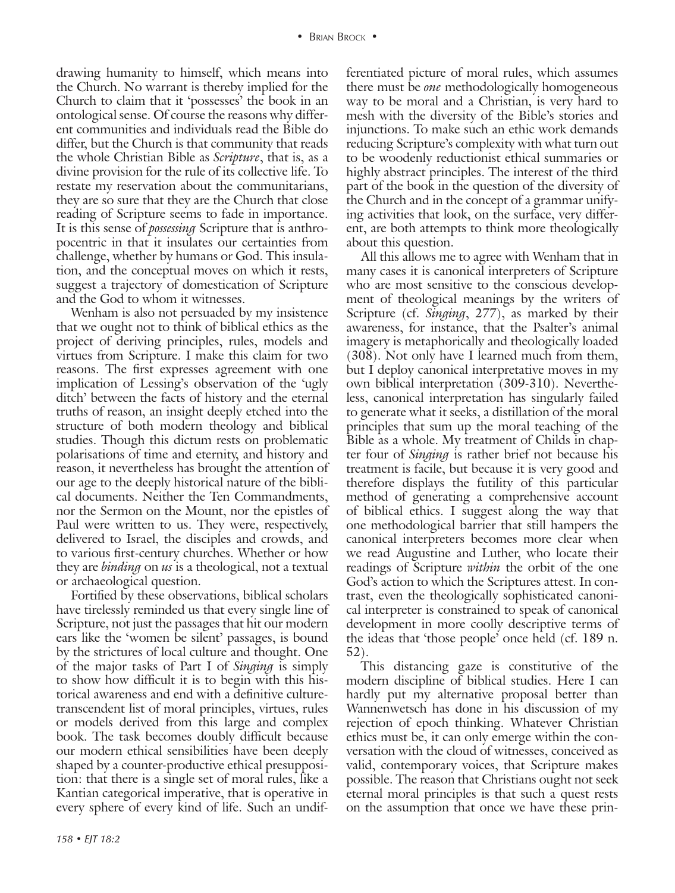drawing humanity to himself, which means into the Church. No warrant is thereby implied for the Church to claim that it 'possesses' the book in an ontological sense. Of course the reasons why different communities and individuals read the Bible do differ, but the Church is that community that reads the whole Christian Bible as *Scripture*, that is, as a divine provision for the rule of its collective life. To restate my reservation about the communitarians, they are so sure that they are the Church that close reading of Scripture seems to fade in importance. It is this sense of *possessing* Scripture that is anthropocentric in that it insulates our certainties from challenge, whether by humans or God. This insulation, and the conceptual moves on which it rests, suggest a trajectory of domestication of Scripture and the God to whom it witnesses.

Wenham is also not persuaded by my insistence that we ought not to think of biblical ethics as the project of deriving principles, rules, models and virtues from Scripture. I make this claim for two reasons. The first expresses agreement with one implication of Lessing's observation of the 'ugly ditch' between the facts of history and the eternal truths of reason, an insight deeply etched into the structure of both modern theology and biblical studies. Though this dictum rests on problematic polarisations of time and eternity, and history and reason, it nevertheless has brought the attention of our age to the deeply historical nature of the biblical documents. Neither the Ten Commandments, nor the Sermon on the Mount, nor the epistles of Paul were written to us. They were, respectively, delivered to Israel, the disciples and crowds, and to various first-century churches. Whether or how they are *binding* on *us* is a theological, not a textual or archaeological question.

Fortified by these observations, biblical scholars have tirelessly reminded us that every single line of Scripture, not just the passages that hit our modern ears like the 'women be silent' passages, is bound by the strictures of local culture and thought. One of the major tasks of Part I of *Singing* is simply to show how difficult it is to begin with this historical awareness and end with a definitive culture-transcendent list of moral principles, virtues, rules or models derived from this large and complex book. The task becomes doubly difficult because our modern ethical sensibilities have been deeply shaped by a counter-productive ethical presupposition: that there is a single set of moral rules, like a Kantian categorical imperative, that is operative in every sphere of every kind of life. Such an undifferentiated picture of moral rules, which assumes there must be *one* methodologically homogeneous way to be moral and a Christian, is very hard to mesh with the diversity of the Bible's stories and injunctions. To make such an ethic work demands reducing Scripture's complexity with what turn out to be woodenly reductionist ethical summaries or highly abstract principles. The interest of the third part of the book in the question of the diversity of the Church and in the concept of a grammar unifying activities that look, on the surface, very different, are both attempts to think more theologically about this question.

All this allows me to agree with Wenham that in many cases it is canonical interpreters of Scripture who are most sensitive to the conscious development of theological meanings by the writers of Scripture (cf. *Singing*, 277), as marked by their awareness, for instance, that the Psalter's animal imagery is metaphorically and theologically loaded (308). Not only have I learned much from them, but I deploy canonical interpretative moves in my own biblical interpretation (309-310). Nevertheless, canonical interpretation has singularly failed to generate what it seeks, a distillation of the moral principles that sum up the moral teaching of the Bible as a whole. My treatment of Childs in chapter four of *Singing* is rather brief not because his treatment is facile, but because it is very good and therefore displays the futility of this particular method of generating a comprehensive account of biblical ethics. I suggest along the way that one methodological barrier that still hampers the canonical interpreters becomes more clear when we read Augustine and Luther, who locate their readings of Scripture *within* the orbit of the one God's action to which the Scriptures attest. In contrast, even the theologically sophisticated canonical interpreter is constrained to speak of canonical development in more coolly descriptive terms of the ideas that 'those people' once held (cf. 189 n. 52).

This distancing gaze is constitutive of the modern discipline of biblical studies. Here I can hardly put my alternative proposal better than Wannenwetsch has done in his discussion of my rejection of epoch thinking. Whatever Christian ethics must be, it can only emerge within the conversation with the cloud of witnesses, conceived as valid, contemporary voices, that Scripture makes possible. The reason that Christians ought not seek eternal moral principles is that such a quest rests on the assumption that once we have these prin-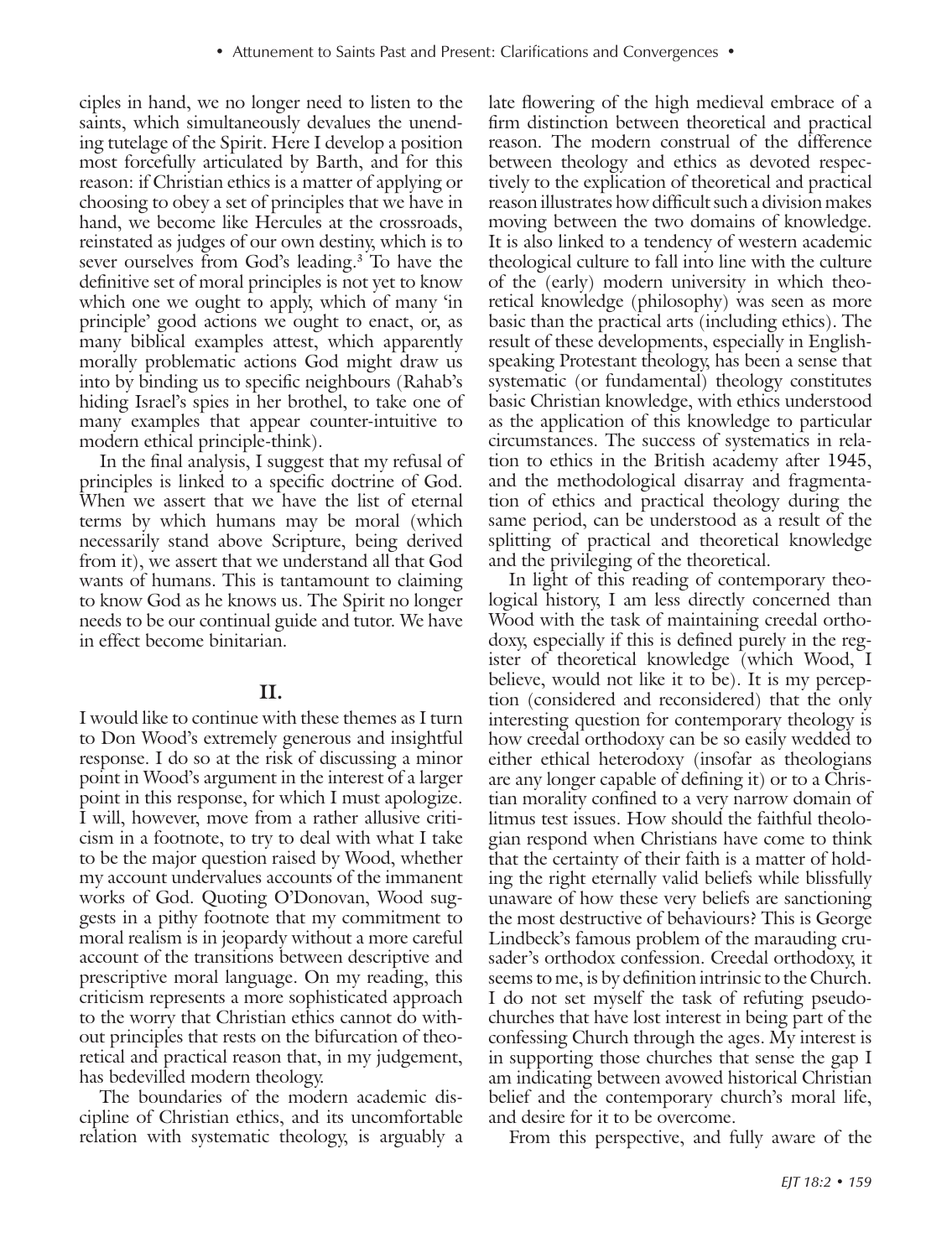ciples in hand, we no longer need to listen to the saints, which simultaneously devalues the unending tutelage of the Spirit. Here I develop a position most forcefully articulated by Barth, and for this reason: if Christian ethics is a matter of applying or choosing to obey a set of principles that we have in hand, we become like Hercules at the crossroads, reinstated as judges of our own destiny, which is to sever ourselves from God's leading.[3] To have the definitive set of moral principles is not yet to know which one we ought to apply, which of many 'in principle' good actions we ought to enact, or, as many biblical examples attest, which apparently morally problematic actions God might draw us into by binding us to specific neighbours (Rahab's hiding Israel's spies in her brothel, to take one of many examples that appear counter-intuitive to modern ethical principle-think).

In the final analysis, I suggest that my refusal of principles is linked to a specific doctrine of God. When we assert that we have the list of eternal terms by which humans may be moral (which necessarily stand above Scripture, being derived from it), we assert that we understand all that God wants of humans. This is tantamount to claiming to know God as he knows us. The Spirit no longer needs to be our continual guide and tutor. We have in effect become binitarian.

## II.

I would like to continue with these themes as I turn to Don Wood's extremely generous and insightful response. I do so at the risk of discussing a minor point in Wood's argument in the interest of a larger point in this response, for which I must apologize. I will, however, move from a rather allusive criticism in a footnote, to try to deal with what I take to be the major question raised by Wood, whether my account undervalues accounts of the immanent works of God. Quoting O'Donovan, Wood suggests in a pithy footnote that my commitment to moral realism is in jeopardy without a more careful account of the transitions between descriptive and prescriptive moral language. On my reading, this criticism represents a more sophisticated approach to the worry that Christian ethics cannot do without principles that rests on the bifurcation of theoretical and practical reason that, in my judgement, has bedevilled modern theology.

The boundaries of the modern academic discipline of Christian ethics, and its uncomfortable relation with systematic theology, is arguably a late flowering of the high medieval embrace of a firm distinction between theoretical and practical reason. The modern construal of the difference between theology and ethics as devoted respectively to the explication of theoretical and practical reason illustrates how difficult such a division makes moving between the two domains of knowledge. It is also linked to a tendency of western academic theological culture to fall into line with the culture of the (early) modern university in which theoretical knowledge (philosophy) was seen as more basic than the practical arts (including ethics). The result of these developments, especially in English-speaking Protestant theology, has been a sense that systematic (or fundamental) theology constitutes basic Christian knowledge, with ethics understood as the application of this knowledge to particular circumstances. The success of systematics in relation to ethics in the British academy after 1945, and the methodological disarray and fragmentation of ethics and practical theology during the same period, can be understood as a result of the splitting of practical and theoretical knowledge and the privileging of the theoretical.

In light of this reading of contemporary theological history, I am less directly concerned than Wood with the task of maintaining creedal orthodoxy, especially if this is defined purely in the register of theoretical knowledge (which Wood, I believe, would not like it to be). It is my perception (considered and reconsidered) that the only interesting question for contemporary theology is how creedal orthodoxy can be so easily wedded to either ethical heterodoxy (insofar as theologians are any longer capable of defining it) or to a Christian morality confined to a very narrow domain of litmus test issues. How should the faithful theologian respond when Christians have come to think that the certainty of their faith is a matter of holding the right eternally valid beliefs while blissfully unaware of how these very beliefs are sanctioning the most destructive of behaviours? This is George Lindbeck's famous problem of the marauding crusader's orthodox confession. Creedal orthodoxy, it seems to me, is by definition intrinsic to the Church. I do not set myself the task of refuting pseudo-churches that have lost interest in being part of the confessing Church through the ages. My interest is in supporting those churches that sense the gap I am indicating between avowed historical Christian belief and the contemporary church's moral life, and desire for it to be overcome.

From this perspective, and fully aware of the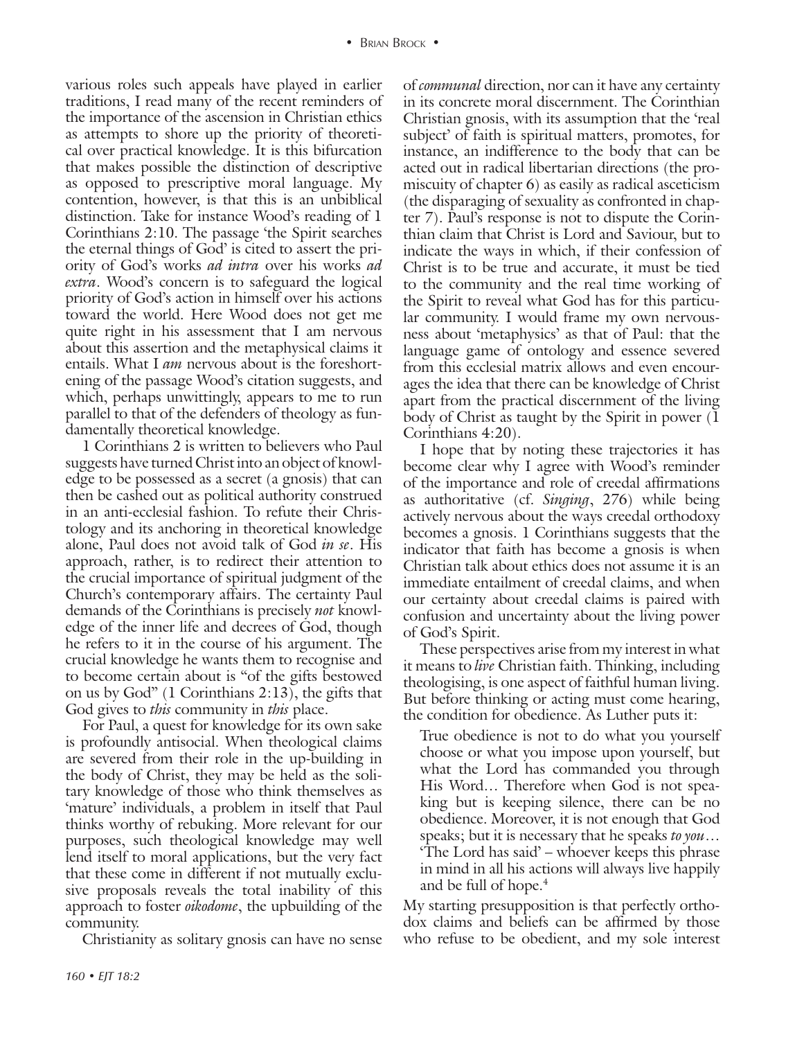various roles such appeals have played in earlier traditions, I read many of the recent reminders of the importance of the ascension in Christian ethics as attempts to shore up the priority of theoretical over practical knowledge. It is this bifurcation that makes possible the distinction of descriptive as opposed to prescriptive moral language. My contention, however, is that this is an unbiblical distinction. Take for instance Wood's reading of 1 Corinthians 2:10. The passage 'the Spirit searches the eternal things of God' is cited to assert the priority of God's works *ad intra* over his works *ad extra*. Wood's concern is to safeguard the logical priority of God's action in himself over his actions toward the world. Here Wood does not get me quite right in his assessment that I am nervous about this assertion and the metaphysical claims it entails. What I *am* nervous about is the foreshortening of the passage Wood's citation suggests, and which, perhaps unwittingly, appears to me to run parallel to that of the defenders of theology as fundamentally theoretical knowledge.

1 Corinthians 2 is written to believers who Paul suggests have turned Christ into an object of knowledge to be possessed as a secret (a gnosis) that can then be cashed out as political authority construed in an anti-ecclesial fashion. To refute their Christology and its anchoring in theoretical knowledge alone, Paul does not avoid talk of God *in se*. His approach, rather, is to redirect their attention to the crucial importance of spiritual judgment of the Church's contemporary affairs. The certainty Paul demands of the Corinthians is precisely *not* knowledge of the inner life and decrees of God, though he refers to it in the course of his argument. The crucial knowledge he wants them to recognise and to become certain about is "of the gifts bestowed on us by God" (1 Corinthians 2:13), the gifts that God gives to *this* community in *this* place.

For Paul, a quest for knowledge for its own sake is profoundly antisocial. When theological claims are severed from their role in the up-building in the body of Christ, they may be held as the solitary knowledge of those who think themselves as 'mature' individuals, a problem in itself that Paul thinks worthy of rebuking. More relevant for our purposes, such theological knowledge may well lend itself to moral applications, but the very fact that these come in different if not mutually exclusive proposals reveals the total inability of this approach to foster *oikodome*, the upbuilding of the community.

Christianity as solitary gnosis can have no sense of *communal* direction, nor can it have any certainty in its concrete moral discernment. The Corinthian Christian gnosis, with its assumption that the 'real subject' of faith is spiritual matters, promotes, for instance, an indifference to the body that can be acted out in radical libertarian directions (the promiscuity of chapter 6) as easily as radical asceticism (the disparaging of sexuality as confronted in chapter 7). Paul's response is not to dispute the Corinthian claim that Christ is Lord and Saviour, but to indicate the ways in which, if their confession of Christ is to be true and accurate, it must be tied to the community and the real time working of the Spirit to reveal what God has for this particular community. I would frame my own nervousness about 'metaphysics' as that of Paul: that the language game of ontology and essence severed from this ecclesial matrix allows and even encourages the idea that there can be knowledge of Christ apart from the practical discernment of the living body of Christ as taught by the Spirit in power (1 Corinthians 4:20).

I hope that by noting these trajectories it has become clear why I agree with Wood's reminder of the importance and role of creedal affirmations as authoritative (cf. *Singing*, 276) while being actively nervous about the ways creedal orthodoxy becomes a gnosis. 1 Corinthians suggests that the indicator that faith has become a gnosis is when Christian talk about ethics does not assume it is an immediate entailment of creedal claims, and when our certainty about creedal claims is paired with confusion and uncertainty about the living power of God's Spirit.

These perspectives arise from my interest in what it means to *live* Christian faith. Thinking, including theologising, is one aspect of faithful human living. But before thinking or acting must come hearing, the condition for obedience. As Luther puts it:

> True obedience is not to do what you yourself choose or what you impose upon yourself, but what the Lord has commanded you through His Word… Therefore when God is not speaking but is keeping silence, there can be no obedience. Moreover, it is not enough that God speaks; but it is necessary that he speaks *to you*… 'The Lord has said' – whoever keeps this phrase in mind in all his actions will always live happily and be full of hope.[4]

My starting presupposition is that perfectly orthodox claims and beliefs can be affirmed by those who refuse to be obedient, and my sole interest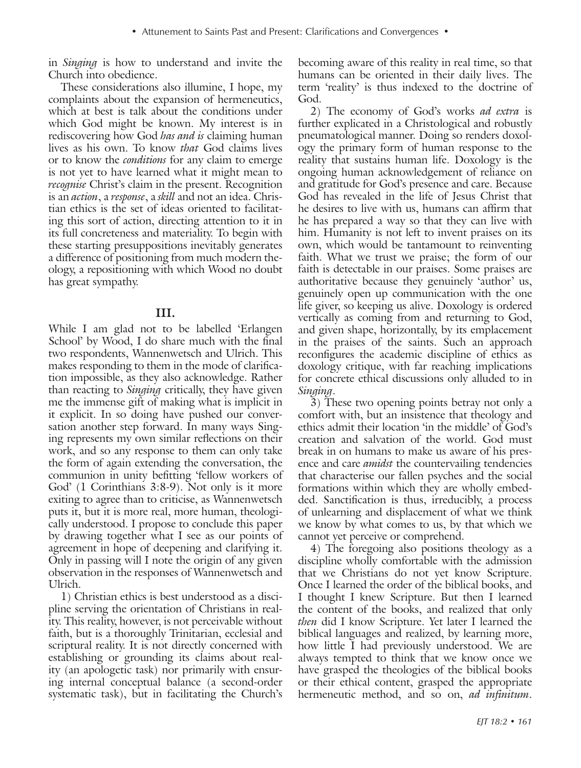in *Singing* is how to understand and invite the Church into obedience.

These considerations also illumine, I hope, my complaints about the expansion of hermeneutics, which at best is talk about the conditions under which God might be known. My interest is in rediscovering how God *has and is* claiming human lives as his own. To know *that* God claims lives or to know the *conditions* for any claim to emerge is not yet to have learned what it might mean to *recognise* Christ's claim in the present. Recognition is an *action*, a *response*, a *skill* and not an idea. Christian ethics is the set of ideas oriented to facilitating this sort of action, directing attention to it in its full concreteness and materiality. To begin with these starting presuppositions inevitably generates a difference of positioning from much modern theology, a repositioning with which Wood no doubt has great sympathy.

## III.

While I am glad not to be labelled 'Erlangen School' by Wood, I do share much with the final two respondents, Wannenwetsch and Ulrich. This makes responding to them in the mode of clarification impossible, as they also acknowledge. Rather than reacting to *Singing* critically, they have given me the immense gift of making what is implicit in it explicit. In so doing have pushed our conversation another step forward. In many ways Singing represents my own similar reflections on their work, and so any response to them can only take the form of again extending the conversation, the communion in unity befitting 'fellow workers of God' (1 Corinthians 3:8-9). Not only is it more exiting to agree than to criticise, as Wannenwetsch puts it, but it is more real, more human, theologically understood. I propose to conclude this paper by drawing together what I see as our points of agreement in hope of deepening and clarifying it. Only in passing will I note the origin of any given observation in the responses of Wannenwetsch and Ulrich.

1) Christian ethics is best understood as a discipline serving the orientation of Christians in reality. This reality, however, is not perceivable without faith, but is a thoroughly Trinitarian, ecclesial and scriptural reality. It is not directly concerned with establishing or grounding its claims about reality (an apologetic task) nor primarily with ensuring internal conceptual balance (a second-order systematic task), but in facilitating the Church's becoming aware of this reality in real time, so that humans can be oriented in their daily lives. The term 'reality' is thus indexed to the doctrine of God.

2) The economy of God's works *ad extra* is further explicated in a Christological and robustly pneumatological manner. Doing so renders doxology the primary form of human response to the reality that sustains human life. Doxology is the ongoing human acknowledgement of reliance on and gratitude for God's presence and care. Because God has revealed in the life of Jesus Christ that he desires to live with us, humans can affirm that he has prepared a way so that they can live with him. Humanity is not left to invent praises on its own, which would be tantamount to reinventing faith. What we trust we praise; the form of our faith is detectable in our praises. Some praises are authoritative because they genuinely 'author' us, genuinely open up communication with the one life giver, so keeping us alive. Doxology is ordered vertically as coming from and returning to God, and given shape, horizontally, by its emplacement in the praises of the saints. Such an approach reconfigures the academic discipline of ethics as doxology critique, with far reaching implications for concrete ethical discussions only alluded to in *Singing*.

3) These two opening points betray not only a comfort with, but an insistence that theology and ethics admit their location 'in the middle' of God's creation and salvation of the world. God must break in on humans to make us aware of his presence and care *amidst* the countervailing tendencies that characterise our fallen psyches and the social formations within which they are wholly embedded. Sanctification is thus, irreducibly, a process of unlearning and displacement of what we think we know by what comes to us, by that which we cannot yet perceive or comprehend.

4) The foregoing also positions theology as a discipline wholly comfortable with the admission that we Christians do not yet know Scripture. Once I learned the order of the biblical books, and I thought I knew Scripture. But then I learned the content of the books, and realized that only *then* did I know Scripture. Yet later I learned the biblical languages and realized, by learning more, how little I had previously understood. We are always tempted to think that we know once we have grasped the theologies of the biblical books or their ethical content, grasped the appropriate hermeneutic method, and so on, *ad infinitum*.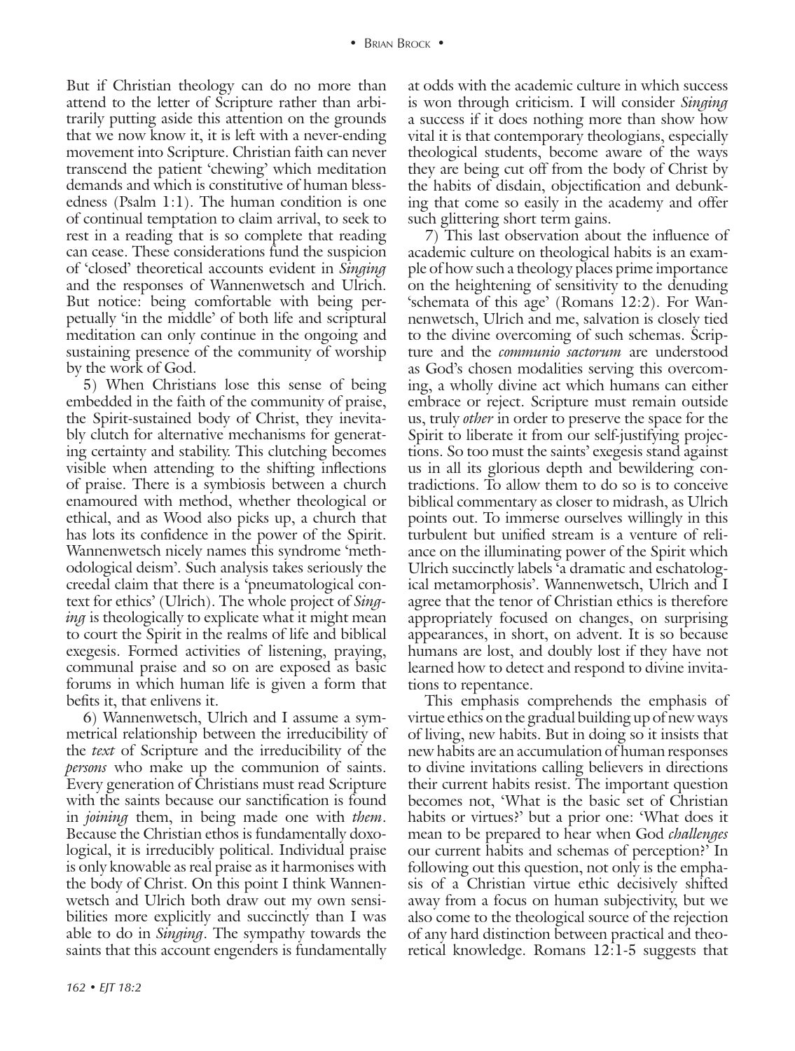But if Christian theology can do no more than attend to the letter of Scripture rather than arbitrarily putting aside this attention on the grounds that we now know it, it is left with a never-ending movement into Scripture. Christian faith can never transcend the patient 'chewing' which meditation demands and which is constitutive of human blessedness (Psalm 1:1). The human condition is one of continual temptation to claim arrival, to seek to rest in a reading that is so complete that reading can cease. These considerations fund the suspicion of 'closed' theoretical accounts evident in *Singing* and the responses of Wannenwetsch and Ulrich. But notice: being comfortable with being perpetually 'in the middle' of both life and scriptural meditation can only continue in the ongoing and sustaining presence of the community of worship by the work of God.

5) When Christians lose this sense of being embedded in the faith of the community of praise, the Spirit-sustained body of Christ, they inevitably clutch for alternative mechanisms for generating certainty and stability. This clutching becomes visible when attending to the shifting inflections of praise. There is a symbiosis between a church enamoured with method, whether theological or ethical, and as Wood also picks up, a church that has lots its confidence in the power of the Spirit. Wannenwetsch nicely names this syndrome 'methodological deism'. Such analysis takes seriously the creedal claim that there is a 'pneumatological context for ethics' (Ulrich). The whole project of *Singing* is theologically to explicate what it might mean to court the Spirit in the realms of life and biblical exegesis. Formed activities of listening, praying, communal praise and so on are exposed as basic forums in which human life is given a form that befits it, that enlivens it.

6) Wannenwetsch, Ulrich and I assume a symmetrical relationship between the irreducibility of the *text* of Scripture and the irreducibility of the *persons* who make up the communion of saints. Every generation of Christians must read Scripture with the saints because our sanctification is found in *joining* them, in being made one with *them*. Because the Christian ethos is fundamentally doxological, it is irreducibly political. Individual praise is only knowable as real praise as it harmonises with the body of Christ. On this point I think Wannenwetsch and Ulrich both draw out my own sensibilities more explicitly and succinctly than I was able to do in *Singing*. The sympathy towards the saints that this account engenders is fundamentally at odds with the academic culture in which success is won through criticism. I will consider *Singing* a success if it does nothing more than show how vital it is that contemporary theologians, especially theological students, become aware of the ways they are being cut off from the body of Christ by the habits of disdain, objectification and debunking that come so easily in the academy and offer such glittering short term gains.

7) This last observation about the influence of academic culture on theological habits is an example of how such a theology places prime importance on the heightening of sensitivity to the denuding 'schemata of this age' (Romans 12:2). For Wannenwetsch, Ulrich and me, salvation is closely tied to the divine overcoming of such schemas. Scripture and the *communio sactorum* are understood as God's chosen modalities serving this overcoming, a wholly divine act which humans can either embrace or reject. Scripture must remain outside us, truly *other* in order to preserve the space for the Spirit to liberate it from our self-justifying projections. So too must the saints' exegesis stand against us in all its glorious depth and bewildering contradictions. To allow them to do so is to conceive biblical commentary as closer to midrash, as Ulrich points out. To immerse ourselves willingly in this turbulent but unified stream is a venture of reliance on the illuminating power of the Spirit which Ulrich succinctly labels 'a dramatic and eschatological metamorphosis'. Wannenwetsch, Ulrich and I agree that the tenor of Christian ethics is therefore appropriately focused on changes, on surprising appearances, in short, on advent. It is so because humans are lost, and doubly lost if they have not learned how to detect and respond to divine invitations to repentance.

This emphasis comprehends the emphasis of virtue ethics on the gradual building up of new ways of living, new habits. But in doing so it insists that new habits are an accumulation of human responses to divine invitations calling believers in directions their current habits resist. The important question becomes not, 'What is the basic set of Christian habits or virtues?' but a prior one: 'What does it mean to be prepared to hear when God *challenges* our current habits and schemas of perception?' In following out this question, not only is the emphasis of a Christian virtue ethic decisively shifted away from a focus on human subjectivity, but we also come to the theological source of the rejection of any hard distinction between practical and theoretical knowledge. Romans 12:1-5 suggests that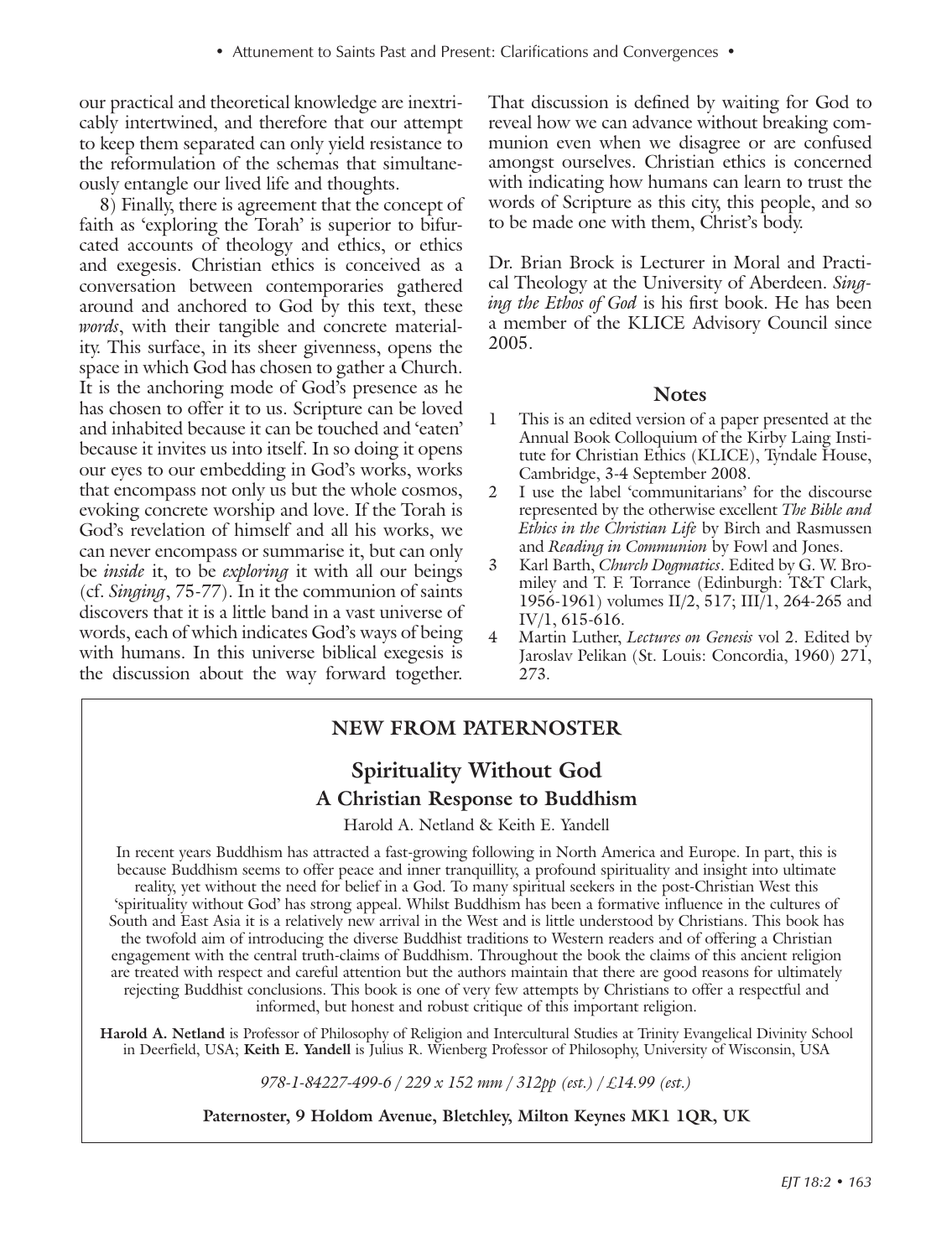our practical and theoretical knowledge are inextricably intertwined, and therefore that our attempt to keep them separated can only yield resistance to the reformulation of the schemas that simultaneously entangle our lived life and thoughts.

8) Finally, there is agreement that the concept of faith as 'exploring the Torah' is superior to bifurcated accounts of theology and ethics, or ethics and exegesis. Christian ethics is conceived as a conversation between contemporaries gathered around and anchored to God by this text, these *words*, with their tangible and concrete materiality. This surface, in its sheer givenness, opens the space in which God has chosen to gather a Church. It is the anchoring mode of God's presence as he has chosen to offer it to us. Scripture can be loved and inhabited because it can be touched and 'eaten' because it invites us into itself. In so doing it opens our eyes to our embedding in God's works, works that encompass not only us but the whole cosmos, evoking concrete worship and love. If the Torah is God's revelation of himself and all his works, we can never encompass or summarise it, but can only be *inside* it, to be *exploring* it with all our beings (cf. *Singing*, 75-77). In it the communion of saints discovers that it is a little band in a vast universe of words, each of which indicates God's ways of being with humans. In this universe biblical exegesis is the discussion about the way forward together. That discussion is defined by waiting for God to reveal how we can advance without breaking communion even when we disagree or are confused amongst ourselves. Christian ethics is concerned with indicating how humans can learn to trust the words of Scripture as this city, this people, and so to be made one with them, Christ's body.

Dr. Brian Brock is Lecturer in Moral and Practical Theology at the University of Aberdeen. *Singing the Ethos of God* is his first book. He has been a member of the KLICE Advisory Council since 2005.

## Notes

1. This is an edited version of a paper presented at the Annual Book Colloquium of the Kirby Laing Institute for Christian Ethics (KLICE), Tyndale House, Cambridge, 3-4 September 2008.
2. I use the label 'communitarians' for the discourse represented by the otherwise excellent *The Bible and Ethics in the Christian Life* by Birch and Rasmussen and *Reading in Communion* by Fowl and Jones.
3. Karl Barth, *Church Dogmatics*. Edited by G. W. Bromiley and T. F. Torrance (Edinburgh: T&T Clark, 1956-1961) volumes II/2, 517; III/1, 264-265 and IV/1, 615-616.
4. Martin Luther, *Lectures on Genesis* vol 2. Edited by Jaroslav Pelikan (St. Louis: Concordia, 1960) 271, 273.

---

**NEW FROM PATERNOSTER**

## Spirituality Without God
### A Christian Response to Buddhism

Harold A. Netland & Keith E. Yandell

In recent years Buddhism has attracted a fast-growing following in North America and Europe. In part, this is because Buddhism seems to offer peace and inner tranquillity, a profound spirituality and insight into ultimate reality, yet without the need for belief in a God. To many spiritual seekers in the post-Christian West this 'spirituality without God' has strong appeal. Whilst Buddhism has been a formative influence in the cultures of South and East Asia it is a relatively new arrival in the West and is little understood by Christians. This book has the twofold aim of introducing the diverse Buddhist traditions to Western readers and of offering a Christian engagement with the central truth-claims of Buddhism. Throughout the book the claims of this ancient religion are treated with respect and careful attention but the authors maintain that there are good reasons for ultimately rejecting Buddhist conclusions. This book is one of very few attempts by Christians to offer a respectful and informed, but honest and robust critique of this important religion.

**Harold A. Netland** is Professor of Philosophy of Religion and Intercultural Studies at Trinity Evangelical Divinity School in Deerfield, USA; **Keith E. Yandell** is Julius R. Wienberg Professor of Philosophy, University of Wisconsin, USA

*978-1-84227-499-6 / 229 x 152 mm / 312pp (est.) / £14.99 (est.)*

**Paternoster, 9 Holdom Avenue, Bletchley, Milton Keynes MK1 1QR, UK**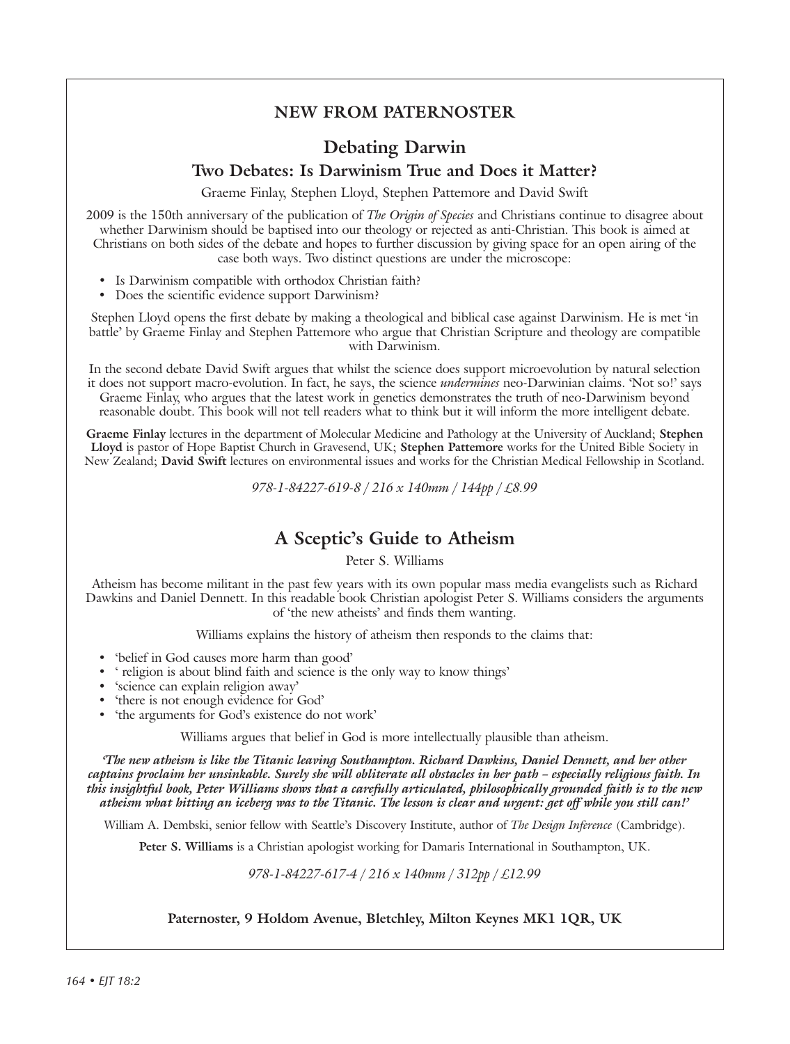## NEW FROM PATERNOSTER

## Debating Darwin

### Two Debates: Is Darwinism True and Does it Matter?

Graeme Finlay, Stephen Lloyd, Stephen Pattemore and David Swift

2009 is the 150th anniversary of the publication of *The Origin of Species* and Christians continue to disagree about whether Darwinism should be baptised into our theology or rejected as anti-Christian. This book is aimed at Christians on both sides of the debate and hopes to further discussion by giving space for an open airing of the case both ways. Two distinct questions are under the microscope:

- Is Darwinism compatible with orthodox Christian faith?
- Does the scientific evidence support Darwinism?

Stephen Lloyd opens the first debate by making a theological and biblical case against Darwinism. He is met 'in battle' by Graeme Finlay and Stephen Pattemore who argue that Christian Scripture and theology are compatible with Darwinism.

In the second debate David Swift argues that whilst the science does support microevolution by natural selection it does not support macro-evolution. In fact, he says, the science *undermines* neo-Darwinian claims. 'Not so!' says Graeme Finlay, who argues that the latest work in genetics demonstrates the truth of neo-Darwinism beyond reasonable doubt. This book will not tell readers what to think but it will inform the more intelligent debate.

**Graeme Finlay** lectures in the department of Molecular Medicine and Pathology at the University of Auckland; **Stephen Lloyd** is pastor of Hope Baptist Church in Gravesend, UK; **Stephen Pattemore** works for the United Bible Society in New Zealand; **David Swift** lectures on environmental issues and works for the Christian Medical Fellowship in Scotland.

*978-1-84227-619-8 / 216 x 140mm / 144pp / £8.99*

## A Sceptic's Guide to Atheism

Peter S. Williams

Atheism has become militant in the past few years with its own popular mass media evangelists such as Richard Dawkins and Daniel Dennett. In this readable book Christian apologist Peter S. Williams considers the arguments of 'the new atheists' and finds them wanting.

Williams explains the history of atheism then responds to the claims that:

- 'belief in God causes more harm than good'
- ' religion is about blind faith and science is the only way to know things'
- 'science can explain religion away'
- 'there is not enough evidence for God'
- 'the arguments for God's existence do not work'

Williams argues that belief in God is more intellectually plausible than atheism.

***'The new atheism is like the Titanic leaving Southampton. Richard Dawkins, Daniel Dennett, and her other captains proclaim her unsinkable. Surely she will obliterate all obstacles in her path – especially religious faith. In this insightful book, Peter Williams shows that a carefully articulated, philosophically grounded faith is to the new atheism what hitting an iceberg was to the Titanic. The lesson is clear and urgent: get off while you still can!'***

William A. Dembski, senior fellow with Seattle's Discovery Institute, author of *The Design Inference* (Cambridge).

**Peter S. Williams** is a Christian apologist working for Damaris International in Southampton, UK.

*978-1-84227-617-4 / 216 x 140mm / 312pp / £12.99*

**Paternoster, 9 Holdom Avenue, Bletchley, Milton Keynes MK1 1QR, UK**